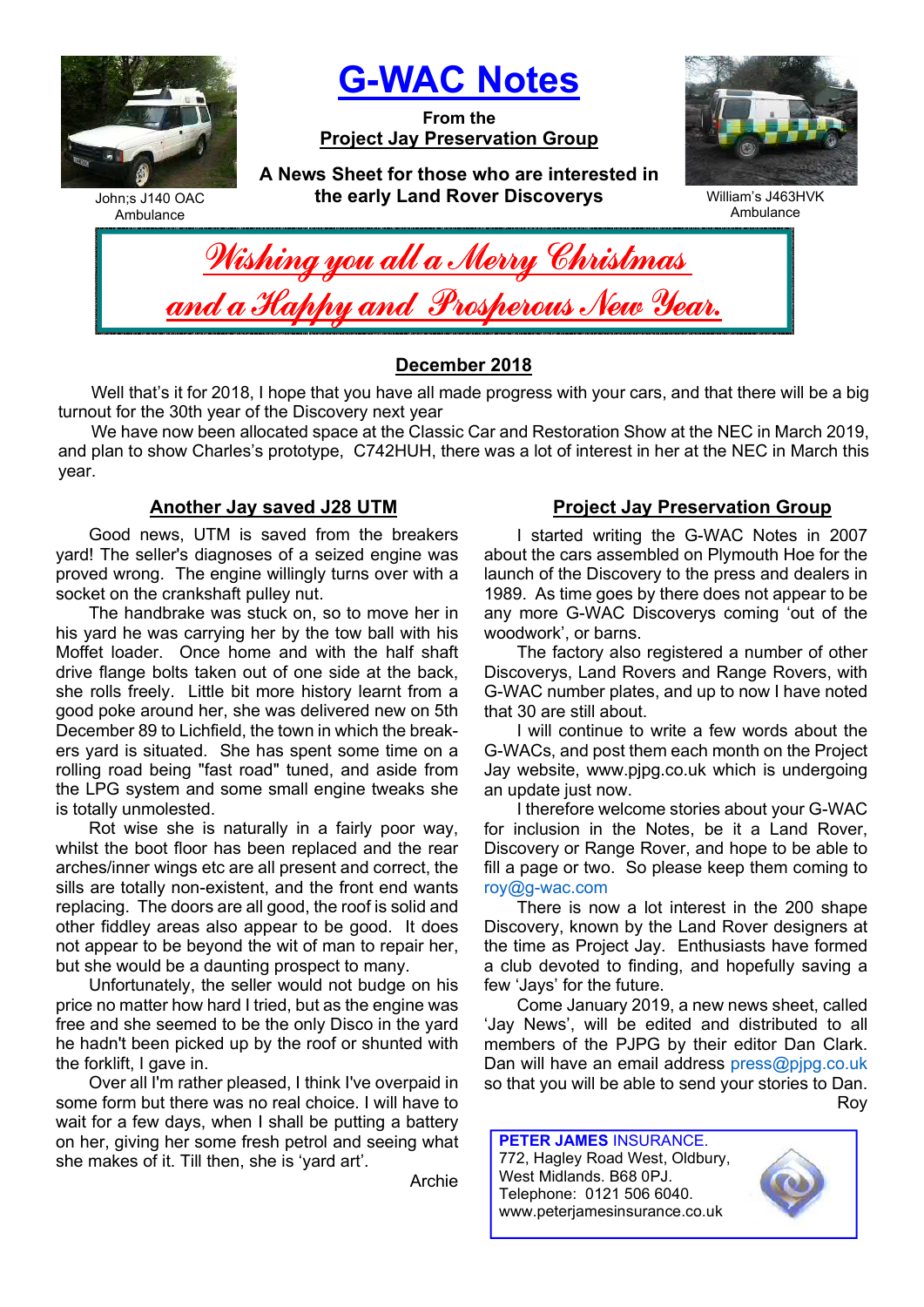# G-WAC Notes

**From the**
**Project Jay Preservation Group**

**A News Sheet for those who are interested in the early Land Rover Discoverys**

John;s J140 OAC Ambulance

William's J463HVK Ambulance

*Wishing you all a Merry Christmas and a Happy and Prosperous New Year.*

## December 2018

Well that's it for 2018, I hope that you have all made progress with your cars, and that there will be a big turnout for the 30th year of the Discovery next year

We have now been allocated space at the Classic Car and Restoration Show at the NEC in March 2019, and plan to show Charles's prototype, C742HUH, there was a lot of interest in her at the NEC in March this year.

### Another Jay saved J28 UTM

Good news, UTM is saved from the breakers yard! The seller's diagnoses of a seized engine was proved wrong. The engine willingly turns over with a socket on the crankshaft pulley nut.

The handbrake was stuck on, so to move her in his yard he was carrying her by the tow ball with his Moffet loader. Once home and with the half shaft drive flange bolts taken out of one side at the back, she rolls freely. Little bit more history learnt from a good poke around her, she was delivered new on 5th December 89 to Lichfield, the town in which the breakers yard is situated. She has spent some time on a rolling road being "fast road" tuned, and aside from the LPG system and some small engine tweaks she is totally unmolested.

Rot wise she is naturally in a fairly poor way, whilst the boot floor has been replaced and the rear arches/inner wings etc are all present and correct, the sills are totally non-existent, and the front end wants replacing. The doors are all good, the roof is solid and other fiddley areas also appear to be good. It does not appear to be beyond the wit of man to repair her, but she would be a daunting prospect to many.

Unfortunately, the seller would not budge on his price no matter how hard I tried, but as the engine was free and she seemed to be the only Disco in the yard he hadn't been picked up by the roof or shunted with the forklift, I gave in.

Over all I'm rather pleased, I think I've overpaid in some form but there was no real choice. I will have to wait for a few days, when I shall be putting a battery on her, giving her some fresh petrol and seeing what she makes of it. Till then, she is 'yard art'.

Archie

### Project Jay Preservation Group

I started writing the G-WAC Notes in 2007 about the cars assembled on Plymouth Hoe for the launch of the Discovery to the press and dealers in 1989. As time goes by there does not appear to be any more G-WAC Discoverys coming 'out of the woodwork', or barns.

The factory also registered a number of other Discoverys, Land Rovers and Range Rovers, with G-WAC number plates, and up to now I have noted that 30 are still about.

I will continue to write a few words about the G-WACs, and post them each month on the Project Jay website, www.pjpg.co.uk which is undergoing an update just now.

I therefore welcome stories about your G-WAC for inclusion in the Notes, be it a Land Rover, Discovery or Range Rover, and hope to be able to fill a page or two. So please keep them coming to roy@g-wac.com

There is now a lot interest in the 200 shape Discovery, known by the Land Rover designers at the time as Project Jay. Enthusiasts have formed a club devoted to finding, and hopefully saving a few 'Jays' for the future.

Come January 2019, a new news sheet, called 'Jay News', will be edited and distributed to all members of the PJPG by their editor Dan Clark. Dan will have an email address press@pjpg.co.uk so that you will be able to send your stories to Dan.

Roy

**PETER JAMES** INSURANCE.
772, Hagley Road West, Oldbury,
West Midlands. B68 0PJ.
Telephone: 0121 506 6040.
www.peterjamesinsurance.co.uk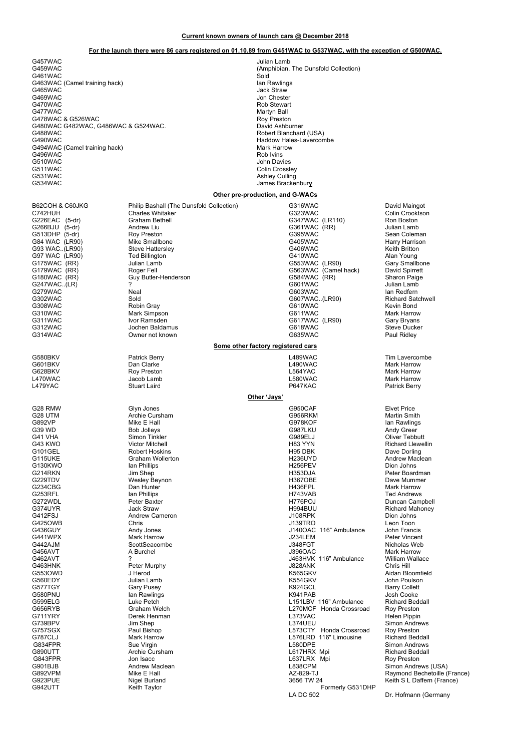**Current known owners of launch cars @ December 2018**

**For the launch there were 86 cars registered on 01.10.89 from G451WAC to G537WAC, with the exception of G500WAC.**

| Registration | Owner |
|---|---|
| G457WAC | Julian Lamb |
| G459WAC | (Amphibian. The Dunsfold Collection) |
| G461WAC | Sold |
| G463WAC (Camel training hack) | Ian Rawlings |
| G465WAC | Jack Straw |
| G469WAC | Jon Chester |
| G470WAC | Rob Stewart |
| G477WAC | Martyn Ball |
| G478WAC & G526WAC | Roy Preston |
| G480WAC G482WAC, G486WAC & G524WAC. | David Ashburner |
| G488WAC | Robert Blanchard (USA) |
| G490WAC | Haddow Hales-Lavercombe |
| G494WAC (Camel training hack) | Mark Harrow |
| G496WAC | Rob Ivins |
| G510WAC | John Davies |
| G511WAC | Colin Crossley |
| G531WAC | Ashley Culling |
| G534WAC | James Brackenbur**y** |

**Other pre-production, and G-WACs**

| Registration | Owner | Registration | Owner |
|---|---|---|---|
| B62COH & C60JKG | Philip Bashall (The Dunsfold Collection) | G316WAC | David Maingot |
| C742HUH | Charles Whitaker | G323WAC | Colin Crooktson |
| G226EAC (5-dr) | Graham Bethell | G347WAC (LR110) | Ron Boston |
| G266BJU (5-dr) | Andrew Liu | G361WAC (RR) | Julian Lamb |
| G513DHP (5-dr) | Roy Preston | G395WAC | Sean Coleman |
| G84 WAC (LR90) | Mike Smallbone | G405WAC | Harry Harrison |
| G93 WAC..(LR90) | Steve Hattersley | G406WAC | Keith Britton |
| G97 WAC (LR90) | Ted Billington | G410WAC | Alan Young |
| G175WAC (RR) | Julian Lamb | G553WAC (LR90) | Gary Smallbone |
| G179WAC (RR) | Roger Fell | G563WAC (Camel hack) | David Spirrett |
| G180WAC (RR) | Guy Butler-Henderson | G584WAC (RR) | Sharon Paige |
| G247WAC..(LR) | ? | G601WAC | Julian Lamb |
| G279WAC | Neal | G603WAC | Ian Redfern |
| G302WAC | Sold | G607WAC..(LR90) | Richard Satchwell |
| G308WAC | Robin Gray | G610WAC | Kevin Bond |
| G310WAC | Mark Simpson | G611WAC | Mark Harrow |
| G311WAC | Ivor Ramsden | G617WAC (LR90) | Gary Bryans |
| G312WAC | Jochen Baldamus | G618WAC | Steve Ducker |
| G314WAC | Owner not known | G635WAC | Paul Ridley |

**Some other factory registered cars**

| Registration | Owner | Registration | Owner |
|---|---|---|---|
| G580BKV | Patrick Berry | L489WAC | Tim Lavercombe |
| G601BKV | Dan Clarke | L490WAC | Mark Harrow |
| G628BKV | Roy Preston | L564YAC | Mark Harrow |
| L470WAC | Jacob Lamb | L580WAC | Mark Harrow |
| L479YAC | Stuart Laird | P647KAC | Patrick Berry |

**Other 'Jays'**

| Registration | Owner | Registration | Owner |
|---|---|---|---|
| G28 RMW | Glyn Jones | G950CAF | Elvet Price |
| G28 UTM | Archie Cursham | G956RKM | Martin Smith |
| G892VP | Mike E Hall | G978KOF | Ian Rawlings |
| G39 WD | Bob Jolleys | G987LKU | Andy Greer |
| G41 VHA | Simon Tinkler | G989ELJ | Oliver Tebbutt |
| G43 KWO | Victor Mitchell | H83 YYN | Richard Llewellin |
| G101GEL | Robert Hoskins | H95 DBK | Dave Dorling |
| G115UKE | Graham Wollerton | H236UYD | Andrew Maclean |
| G130KWO | Ian Phillips | H256PEV | Dion Johns |
| G214RKN | Jim Shep | H353DJA | Peter Boardman |
| G229TDV | Wesley Beynon | H367OBE | Dave Mummer |
| G234CBG | Dan Hunter | H436FPL | Mark Harrow |
| G253RFL | Ian Phillips | H743VAB | Ted Andrews |
| G272WDL | Peter Baxter | H776POJ | Duncan Campbell |
| G374UYR | Jack Straw | H994BUU | Richard Mahoney |
| G412FSJ | Andrew Cameron | J108RPK | Dion Johns |
| G425OWB | Chris | J139TRO | Leon Toon |
| G436GUY | Andy Jones | J140OAC 116" Ambulance | John Francis |
| G441WPX | Mark Harrow | J234LEM | Peter Vincent |
| G442AJM | ScottSeacombe | J348FGT | Nicholas Web |
| G456AVT | A Burchel | J396OAC | Mark Harrow |
| G462AVT | ? | J463HVK 116" Ambulance | William Wallace |
| G463HNK | Peter Murphy | J828ANK | Chris Hill |
| G553OWD | J Herod | K565GKV | Aidan Bloomfield |
| G560EDY | Julian Lamb | K554GKV | John Poulson |
| G577TGY | Gary Pusey | K924GCL | Barry Collett |
| G580PNU | Ian Rawlings | K941PAB | Josh Cooke |
| G599ELG | Luke Petch | L151LBV 116" Ambulance | Richard Beddall |
| G656RYB | Graham Welch | L270MCF Honda Crossroad | Roy Preston |
| G711YRY | Derek Henman | L373VAC | Helen Pippin |
| G739BPV | Jim Shep | L374UEU | Simon Andrews |
| G757SGX | Paul Bishop | L573CTY Honda Crossroad | Roy Preston |
| G787CLJ | Mark Harrow | L576LRD 116" Limousine | Richard Beddall |
| G834FPR | Sue Virgin | L580DPE | Simon Andrews |
| G890UTT | Archie Cursham | L617HRX Mpi | Richard Beddall |
| G843FPR | Jon Isacc | L637LRX Mpi | Roy Preston |
| G901BJB | Andrew Maclean | L838CPM | Simon Andrews (USA) |
| G892VPM | Mike E Hall | AZ-829-TJ | Raymond Bechetoille (France) |
| G923PUE | Nigel Burland | 3656 TW 24 | Keith S L Daffern (France) |
| G942UTT | Keith Taylor | Formerly G531DHP | |
| | | LA DC 502 | Dr. Hofmann (Germany |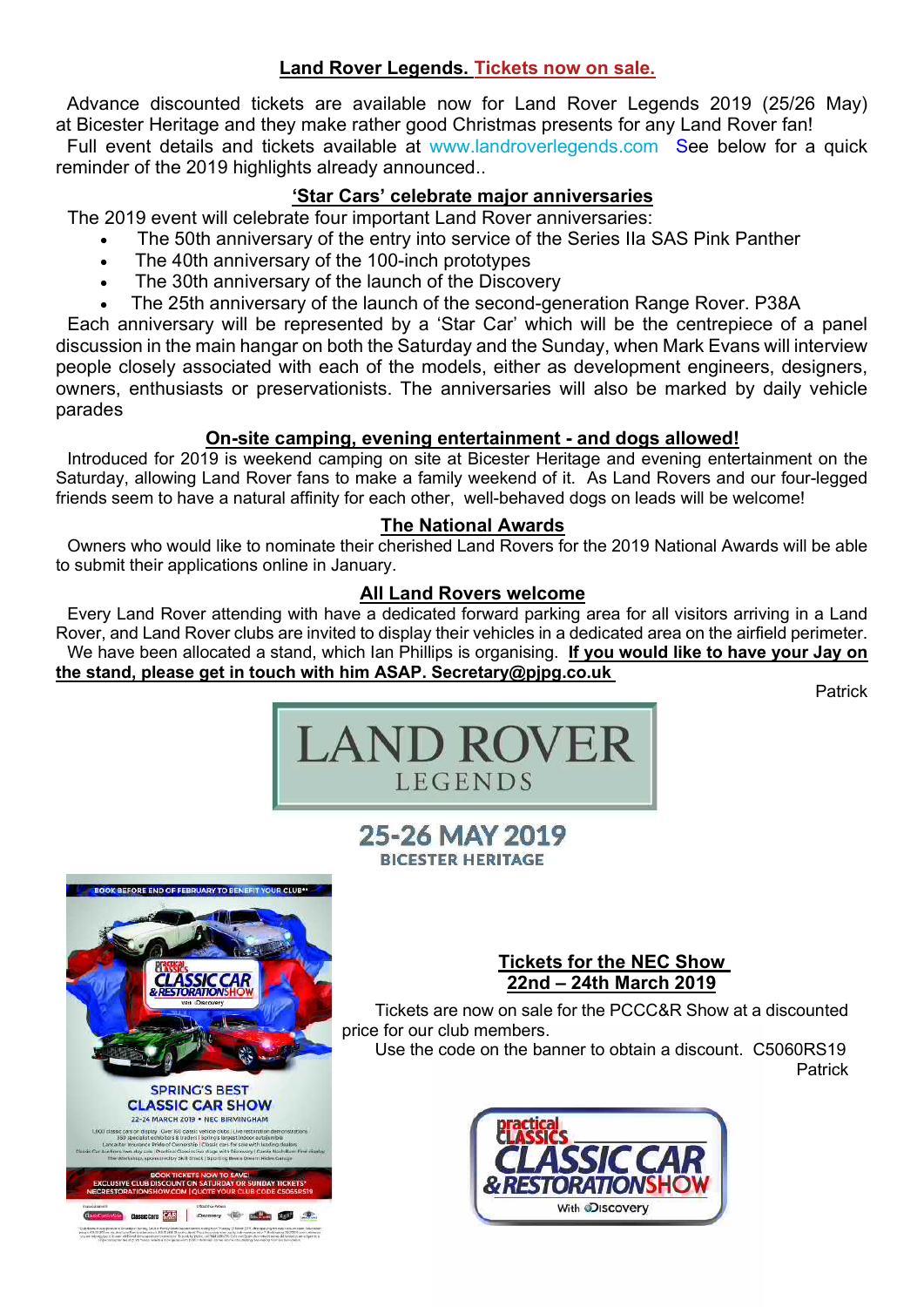## Land Rover Legends. Tickets now on sale.

Advance discounted tickets are available now for Land Rover Legends 2019 (25/26 May) at Bicester Heritage and they make rather good Christmas presents for any Land Rover fan!

Full event details and tickets available at www.landroverlegends.com See below for a quick reminder of the 2019 highlights already announced..

### 'Star Cars' celebrate major anniversaries

The 2019 event will celebrate four important Land Rover anniversaries:

- The 50th anniversary of the entry into service of the Series IIa SAS Pink Panther
- The 40th anniversary of the 100-inch prototypes
- The 30th anniversary of the launch of the Discovery
- The 25th anniversary of the launch of the second-generation Range Rover. P38A

Each anniversary will be represented by a 'Star Car' which will be the centrepiece of a panel discussion in the main hangar on both the Saturday and the Sunday, when Mark Evans will interview people closely associated with each of the models, either as development engineers, designers, owners, enthusiasts or preservationists. The anniversaries will also be marked by daily vehicle parades

### On-site camping, evening entertainment - and dogs allowed!

Introduced for 2019 is weekend camping on site at Bicester Heritage and evening entertainment on the Saturday, allowing Land Rover fans to make a family weekend of it. As Land Rovers and our four-legged friends seem to have a natural affinity for each other, well-behaved dogs on leads will be welcome!

### The National Awards

Owners who would like to nominate their cherished Land Rovers for the 2019 National Awards will be able to submit their applications online in January.

### All Land Rovers welcome

Every Land Rover attending with have a dedicated forward parking area for all visitors arriving in a Land Rover, and Land Rover clubs are invited to display their vehicles in a dedicated area on the airfield perimeter.

We have been allocated a stand, which Ian Phillips is organising. **If you would like to have your Jay on the stand, please get in touch with him ASAP. Secretary@pjpg.co.uk**

Patrick

LAND ROVER LEGENDS

25-26 MAY 2019
BICESTER HERITAGE

### Tickets for the NEC Show 22nd – 24th March 2019

Tickets are now on sale for the PCCC&R Show at a discounted price for our club members.

Use the code on the banner to obtain a discount. C5060RS19

Patrick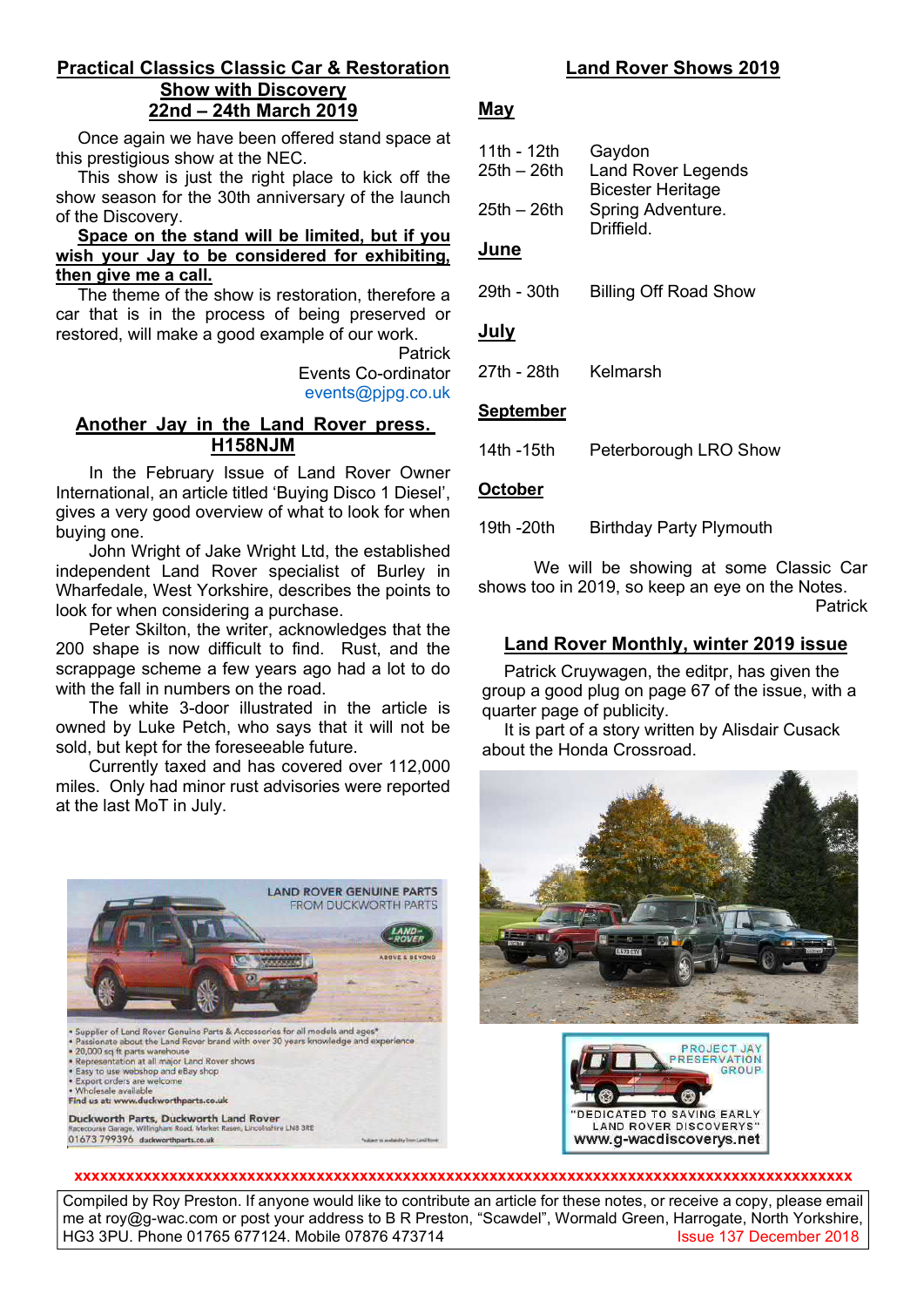## Practical Classics Classic Car & Restoration Show with Discovery 22nd – 24th March 2019

Once again we have been offered stand space at this prestigious show at the NEC.

This show is just the right place to kick off the show season for the 30th anniversary of the launch of the Discovery.

**Space on the stand will be limited, but if you wish your Jay to be considered for exhibiting, then give me a call.**

The theme of the show is restoration, therefore a car that is in the process of being preserved or restored, will make a good example of our work.

Patrick
Events Co-ordinator
events@pjpg.co.uk

## Another Jay in the Land Rover press. H158NJM

In the February Issue of Land Rover Owner International, an article titled 'Buying Disco 1 Diesel', gives a very good overview of what to look for when buying one.

John Wright of Jake Wright Ltd, the established independent Land Rover specialist of Burley in Wharfedale, West Yorkshire, describes the points to look for when considering a purchase.

Peter Skilton, the writer, acknowledges that the 200 shape is now difficult to find. Rust, and the scrappage scheme a few years ago had a lot to do with the fall in numbers on the road.

The white 3-door illustrated in the article is owned by Luke Petch, who says that it will not be sold, but kept for the foreseeable future.

Currently taxed and has covered over 112,000 miles. Only had minor rust advisories were reported at the last MoT in July.

LAND ROVER GENUINE PARTS
FROM DUCKWORTH PARTS

- Supplier of Land Rover Genuine Parts & Accessories for all models and ages*
- Passionate about the Land Rover brand with over 30 years knowledge and experience
- 20,000 sq ft parts warehouse
- Representation at all major Land Rover shows
- Easy to use webshop and eBay shop
- Export orders are welcome
- Wholesale available

Find us at: www.duckworthparts.co.uk

Duckworth Parts, Duckworth Land Rover
Racecourse Garage, Willingham Road, Market Rasen, Lincolnshire LN8 3RE
01673 799396 duckworthparts.co.uk

## Land Rover Shows 2019

**May**

| | |
|---|---|
| 11th - 12th | Gaydon |
| 25th – 26th | Land Rover Legends Bicester Heritage |
| 25th – 26th | Spring Adventure. Driffield. |

**June**

| | |
|---|---|
| 29th - 30th | Billing Off Road Show |

**July**

| | |
|---|---|
| 27th - 28th | Kelmarsh |

**September**

| | |
|---|---|
| 14th -15th | Peterborough LRO Show |

**October**

| | |
|---|---|
| 19th -20th | Birthday Party Plymouth |

We will be showing at some Classic Car shows too in 2019, so keep an eye on the Notes.

Patrick

## Land Rover Monthly, winter 2019 issue

Patrick Cruywagen, the editpr, has given the group a good plug on page 67 of the issue, with a quarter page of publicity.

It is part of a story written by Alisdair Cusack about the Honda Crossroad.

PROJECT JAY PRESERVATION GROUP
"DEDICATED TO SAVING EARLY LAND ROVER DISCOVERYS"
www.g-wacdiscoverys.net

xxxxxxxxxxxxxxxxxxxxxxxxxxxxxxxxxxxxxxxxxxxxxxxxxxxxxxxxxxxxxxxxxxxxxxxxxxxxxxxxxxxxxxxxx

Compiled by Roy Preston. If anyone would like to contribute an article for these notes, or receive a copy, please email me at roy@g-wac.com or post your address to B R Preston, "Scawdel", Wormald Green, Harrogate, North Yorkshire, HG3 3PU. Phone 01765 677124. Mobile 07876 473714 Issue 137 December 2018